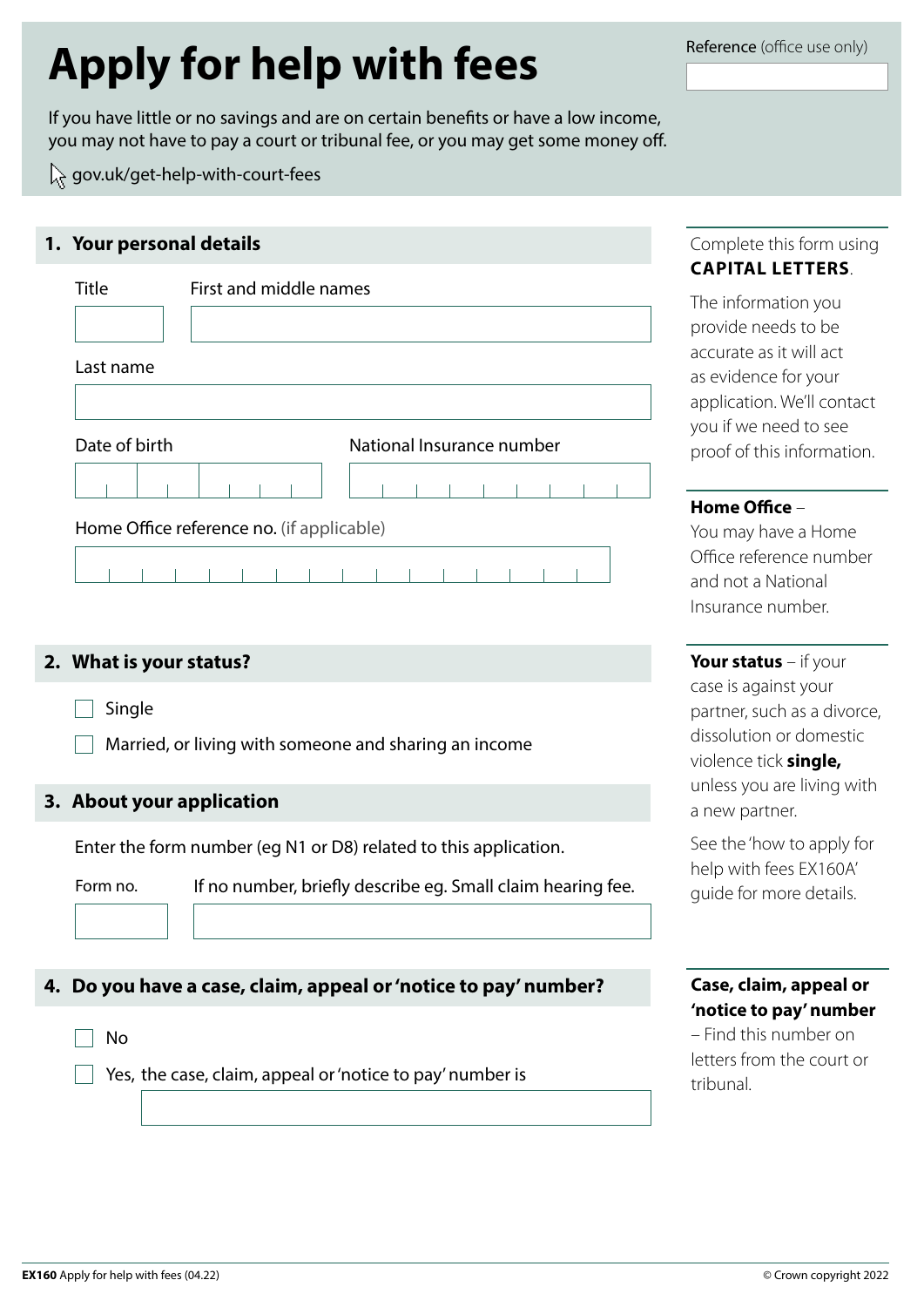# Apply for help with fees

Reference (office use only)

If you have little or no savings and are on certain benefits or have a low income, you may not have to pay a court or tribunal fee, or you may get some money off.

gov.uk/get-help-with-court-fees

Complete this form using **CAPITAL LETTERS**.

The information you provide needs to be accurate as it will act as evidence for your application. We'll contact you if we need to see proof of this information.

## 1. Your personal details

Title

First and middle names

Last name

Date of birth

National Insurance number

Home Office reference no. (if applicable)

**Home Office** – You may have a Home Office reference number and not a National Insurance number.

## 2. What is your status?

- ☐ Single
- ☐ Married, or living with someone and sharing an income

**Your status** – if your case is against your partner, such as a divorce, dissolution or domestic violence tick **single,** unless you are living with a new partner.

See the 'how to apply for help with fees EX160A' guide for more details.

## 3. About your application

Enter the form number (eg N1 or D8) related to this application.

Form no.

If no number, briefly describe eg. Small claim hearing fee.

## 4. Do you have a case, claim, appeal or 'notice to pay' number?

- ☐ No
- ☐ Yes, the case, claim, appeal or 'notice to pay' number is

**Case, claim, appeal or 'notice to pay' number** – Find this number on letters from the court or tribunal.

**EX160** Apply for help with fees (04.22)

© Crown copyright 2022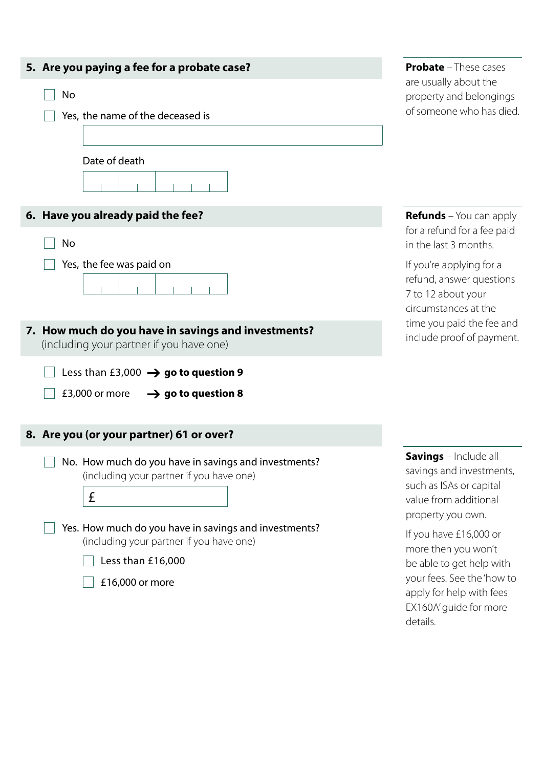## 5. Are you paying a fee for a probate case?

- [ ] No
- [ ] Yes, the name of the deceased is

Date of death

**Probate** – These cases are usually about the property and belongings of someone who has died.

## 6. Have you already paid the fee?

- [ ] No
- [ ] Yes, the fee was paid on

**Refunds** – You can apply for a refund for a fee paid in the last 3 months.

If you're applying for a refund, answer questions 7 to 12 about your circumstances at the time you paid the fee and include proof of payment.

## 7. How much do you have in savings and investments?

(including your partner if you have one)

- [ ] Less than £3,000 → **go to question 9**
- [ ] £3,000 or more → **go to question 8**

## 8. Are you (or your partner) 61 or over?

- [ ] No. How much do you have in savings and investments?
  (including your partner if you have one)

  £

- [ ] Yes. How much do you have in savings and investments?
  (including your partner if you have one)
  - [ ] Less than £16,000
  - [ ] £16,000 or more

**Savings** – Include all savings and investments, such as ISAs or capital value from additional property you own.

If you have £16,000 or more then you won't be able to get help with your fees. See the 'how to apply for help with fees EX160A' guide for more details.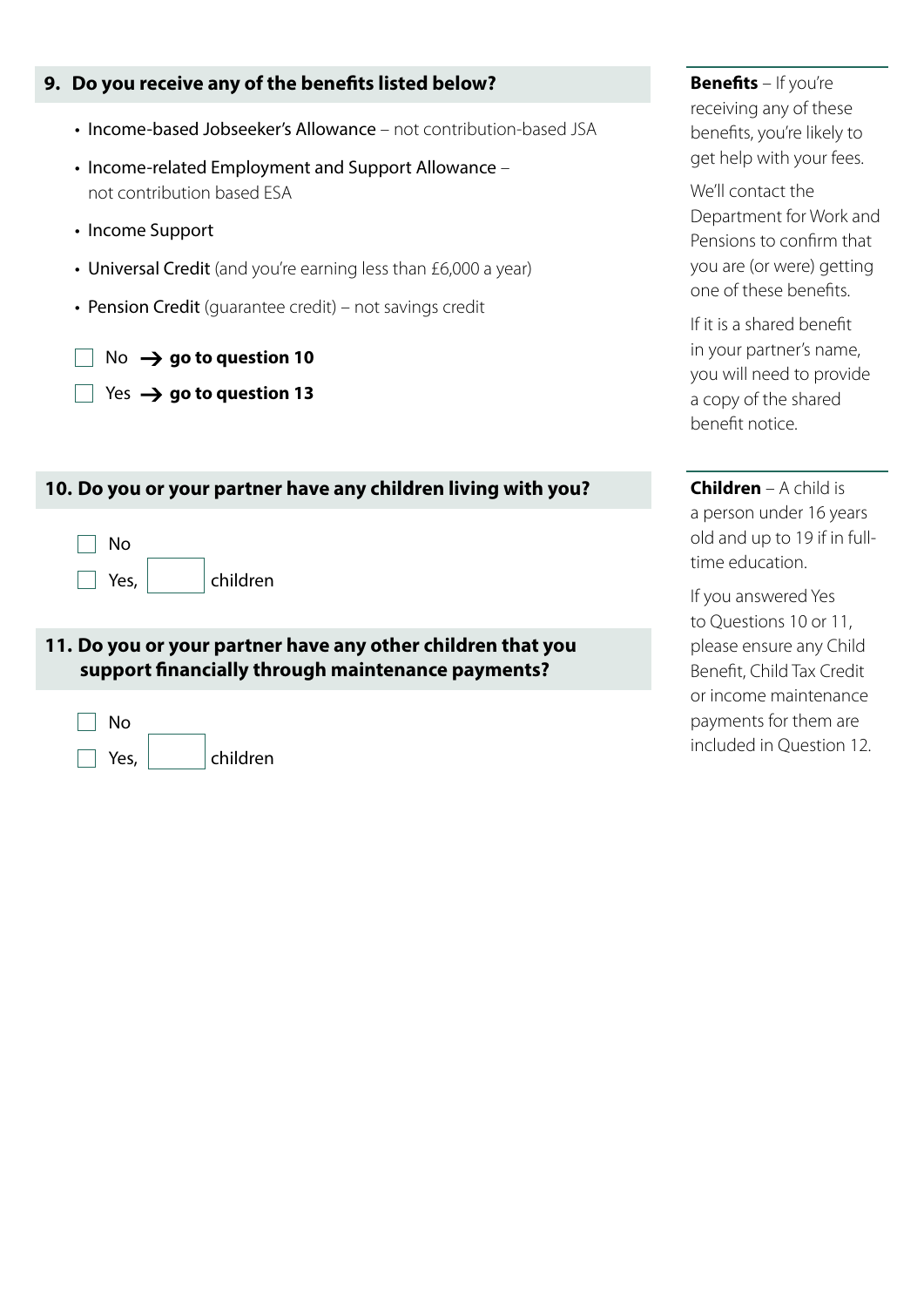## 9. Do you receive any of the benefits listed below?

- **Income-based Jobseeker's Allowance** – not contribution-based JSA
- **Income-related Employment and Support Allowance** – not contribution based ESA
- **Income Support**
- **Universal Credit** (and you're earning less than £6,000 a year)
- **Pension Credit** (guarantee credit) – not savings credit

☐ No → **go to question 10**

☐ Yes → **go to question 13**

**Benefits** – If you're receiving any of these benefits, you're likely to get help with your fees.

We'll contact the Department for Work and Pensions to confirm that you are (or were) getting one of these benefits.

If it is a shared benefit in your partner's name, you will need to provide a copy of the shared benefit notice.

## 10. Do you or your partner have any children living with you?

☐ No

☐ Yes, ______ children

## 11. Do you or your partner have any other children that you support financially through maintenance payments?

☐ No

☐ Yes, ______ children

**Children** – A child is a person under 16 years old and up to 19 if in full-time education.

If you answered Yes to Questions 10 or 11, please ensure any Child Benefit, Child Tax Credit or income maintenance payments for them are included in Question 12.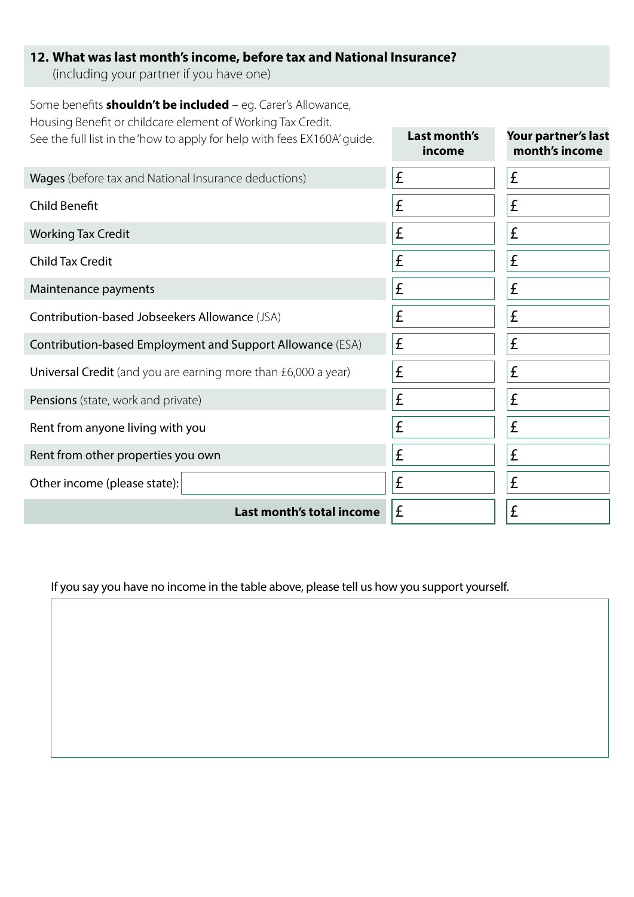## 12. What was last month's income, before tax and National Insurance?

(including your partner if you have one)

Some benefits **shouldn't be included** – eg. Carer's Allowance, Housing Benefit or childcare element of Working Tax Credit. See the full list in the 'how to apply for help with fees EX160A' guide.

| | Last month's income | Your partner's last month's income |
|---|---|---|
| Wages (before tax and National Insurance deductions) | £ | £ |
| Child Benefit | £ | £ |
| Working Tax Credit | £ | £ |
| Child Tax Credit | £ | £ |
| Maintenance payments | £ | £ |
| Contribution-based Jobseekers Allowance (JSA) | £ | £ |
| Contribution-based Employment and Support Allowance (ESA) | £ | £ |
| Universal Credit (and you are earning more than £6,000 a year) | £ | £ |
| Pensions (state, work and private) | £ | £ |
| Rent from anyone living with you | £ | £ |
| Rent from other properties you own | £ | £ |
| Other income (please state): | £ | £ |
| **Last month's total income** | £ | £ |

If you say you have no income in the table above, please tell us how you support yourself.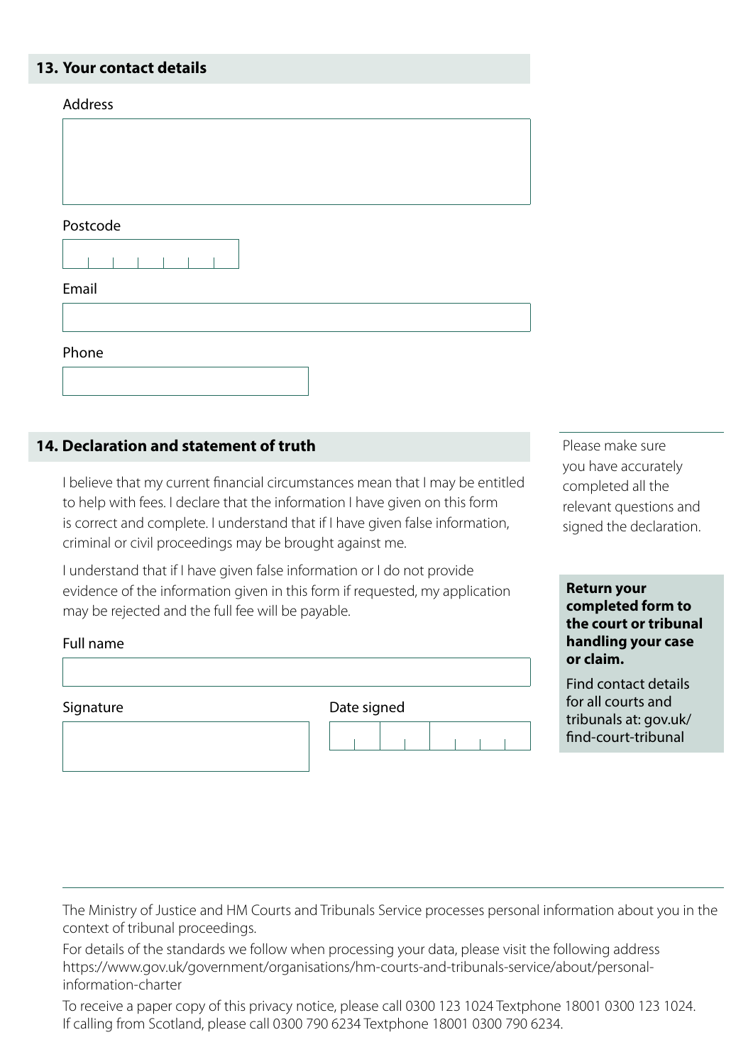## 13. Your contact details

Address

Postcode

Email

Phone

## 14. Declaration and statement of truth

I believe that my current financial circumstances mean that I may be entitled to help with fees. I declare that the information I have given on this form is correct and complete. I understand that if I have given false information, criminal or civil proceedings may be brought against me.

I understand that if I have given false information or I do not provide evidence of the information given in this form if requested, my application may be rejected and the full fee will be payable.

Full name

Signature

Date signed

Please make sure you have accurately completed all the relevant questions and signed the declaration.

**Return your completed form to the court or tribunal handling your case or claim.**

Find contact details for all courts and tribunals at: gov.uk/find-court-tribunal

---

The Ministry of Justice and HM Courts and Tribunals Service processes personal information about you in the context of tribunal proceedings.

For details of the standards we follow when processing your data, please visit the following address https://www.gov.uk/government/organisations/hm-courts-and-tribunals-service/about/personal-information-charter

To receive a paper copy of this privacy notice, please call 0300 123 1024 Textphone 18001 0300 123 1024. If calling from Scotland, please call 0300 790 6234 Textphone 18001 0300 790 6234.